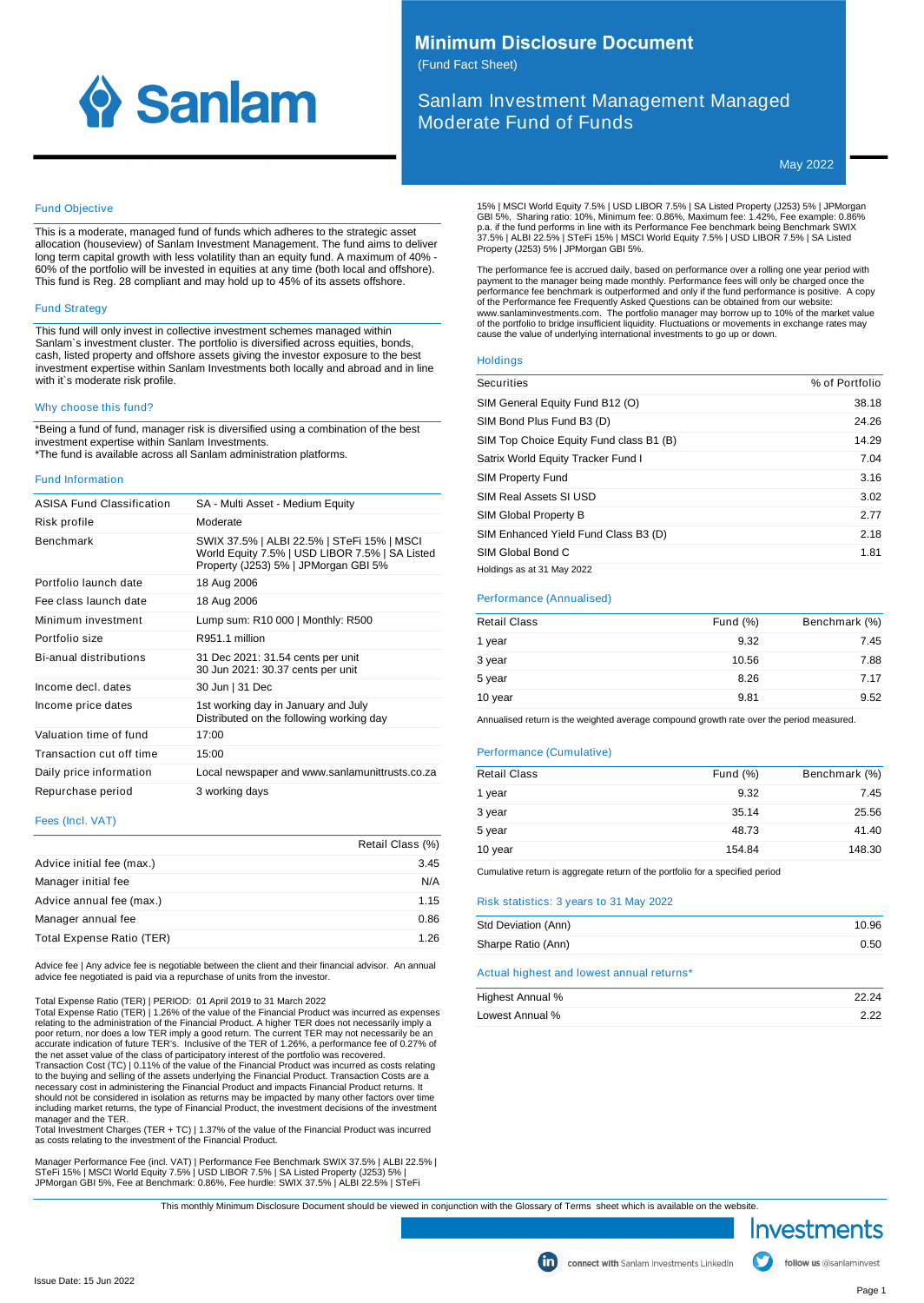# Minimum Disclosure Document

(Fund Fact Sheet)

## Sanlam Investment Management Managed Moderate Fund of Funds

May 2022

### Fund Objective

This is a moderate, managed fund of funds which adheres to the strategic asset allocation (houseview) of Sanlam Investment Management. The fund aims to deliver long term capital growth with less volatility than an equity fund. A maximum of 40% - 60% of the portfolio will be invested in equities at any time (both local and offshore). This fund is Reg. 28 compliant and may hold up to 45% of its assets offshore.

### Fund Strategy

This fund will only invest in collective investment schemes managed within Sanlam`s investment cluster. The portfolio is diversified across equities, bonds, cash, listed property and offshore assets giving the investor exposure to the best investment expertise within Sanlam Investments both locally and abroad and in line with it`s moderate risk profile.

### Why choose this fund?

*Being a fund of fund, manager risk is diversified using a combination of the best investment expertise within Sanlam Investments.
*The fund is available across all Sanlam administration platforms.

### Fund Information

| | |
|---|---|
| ASISA Fund Classification | SA - Multi Asset - Medium Equity |
| Risk profile | Moderate |
| Benchmark | SWIX 37.5% \| ALBI 22.5% \| STeFi 15% \| MSCI World Equity 7.5% \| USD LIBOR 7.5% \| SA Listed Property (J253) 5% \| JPMorgan GBI 5% |
| Portfolio launch date | 18 Aug 2006 |
| Fee class launch date | 18 Aug 2006 |
| Minimum investment | Lump sum: R10 000 \| Monthly: R500 |
| Portfolio size | R951.1 million |
| Bi-anual distributions | 31 Dec 2021: 31.54 cents per unit<br>30 Jun 2021: 30.37 cents per unit |
| Income decl. dates | 30 Jun \| 31 Dec |
| Income price dates | 1st working day in January and July<br>Distributed on the following working day |
| Valuation time of fund | 17:00 |
| Transaction cut off time | 15:00 |
| Daily price information | Local newspaper and www.sanlamunittrusts.co.za |
| Repurchase period | 3 working days |

### Fees (Incl. VAT)

| | Retail Class (%) |
|---|---|
| Advice initial fee (max.) | 3.45 |
| Manager initial fee | N/A |
| Advice annual fee (max.) | 1.15 |
| Manager annual fee | 0.86 |
| Total Expense Ratio (TER) | 1.26 |

Advice fee | Any advice fee is negotiable between the client and their financial advisor. An annual advice fee negotiated is paid via a repurchase of units from the investor.

Total Expense Ratio (TER) | PERIOD: 01 April 2019 to 31 March 2022
Total Expense Ratio (TER) | 1.26% of the value of the Financial Product was incurred as expenses relating to the administration of the Financial Product. A higher TER does not necessarily imply a poor return, nor does a low TER imply a good return. The current TER may not necessarily be an accurate indication of future TER's. Inclusive of the TER of 1.26%, a performance fee of 0.27% of the net asset value of the class of participatory interest of the portfolio was recovered.
Transaction Cost (TC) | 0.11% of the value of the Financial Product was incurred as costs relating to the buying and selling of the assets underlying the Financial Product. Transaction Costs are a necessary cost in administering the Financial Product and impacts Financial Product returns. It should not be considered in isolation as returns may be impacted by many other factors over time including market returns, the type of Financial Product, the investment decisions of the investment manager and the TER.
Total Investment Charges (TER + TC) | 1.37% of the value of the Financial Product was incurred as costs relating to the investment of the Financial Product.

Manager Performance Fee (incl. VAT) | Performance Fee Benchmark SWIX 37.5% | ALBI 22.5% | STeFi 15% | MSCI World Equity 7.5% | USD LIBOR 7.5% | SA Listed Property (J253) 5% | JPMorgan GBI 5%, Fee at Benchmark: 0.86%, Fee hurdle: SWIX 37.5% | ALBI 22.5% | STeFi 15% | MSCI World Equity 7.5% | USD LIBOR 7.5% | SA Listed Property (J253) 5% | JPMorgan GBI 5%, Sharing ratio: 10%, Minimum fee: 0.86%, Maximum fee: 1.42%, Fee example: 0.86% p.a. if the fund performs in line with its Performance Fee benchmark being Benchmark SWIX 37.5% | ALBI 22.5% | STeFi 15% | MSCI World Equity 7.5% | USD LIBOR 7.5% | SA Listed Property (J253) 5% | JPMorgan GBI 5%.

The performance fee is accrued daily, based on performance over a rolling one year period with payment to the manager being made monthly. Performance fees will only be charged once the performance fee benchmark is outperformed and only if the fund performance is positive. A copy of the Performance fee Frequently Asked Questions can be obtained from our website: www.sanlaminvestments.com. The portfolio manager may borrow up to 10% of the market value of the portfolio to bridge insufficient liquidity. Fluctuations or movements in exchange rates may cause the value of underlying international investments to go up or down.

### Holdings

| Securities | % of Portfolio |
|---|---|
| SIM General Equity Fund B12 (O) | 38.18 |
| SIM Bond Plus Fund B3 (D) | 24.26 |
| SIM Top Choice Equity Fund class B1 (B) | 14.29 |
| Satrix World Equity Tracker Fund I | 7.04 |
| SIM Property Fund | 3.16 |
| SIM Real Assets SI USD | 3.02 |
| SIM Global Property B | 2.77 |
| SIM Enhanced Yield Fund Class B3 (D) | 2.18 |
| SIM Global Bond C | 1.81 |

Holdings as at 31 May 2022

### Performance (Annualised)

| Retail Class | Fund (%) | Benchmark (%) |
|---|---|---|
| 1 year | 9.32 | 7.45 |
| 3 year | 10.56 | 7.88 |
| 5 year | 8.26 | 7.17 |
| 10 year | 9.81 | 9.52 |

Annualised return is the weighted average compound growth rate over the period measured.

### Performance (Cumulative)

| Retail Class | Fund (%) | Benchmark (%) |
|---|---|---|
| 1 year | 9.32 | 7.45 |
| 3 year | 35.14 | 25.56 |
| 5 year | 48.73 | 41.40 |
| 10 year | 154.84 | 148.30 |

Cumulative return is aggregate return of the portfolio for a specified period

### Risk statistics: 3 years to 31 May 2022

| | |
|---|---|
| Std Deviation (Ann) | 10.96 |
| Sharpe Ratio (Ann) | 0.50 |

### Actual highest and lowest annual returns*

| | |
|---|---|
| Highest Annual % | 22.24 |
| Lowest Annual % | 2.22 |

This monthly Minimum Disclosure Document should be viewed in conjunction with the Glossary of Terms sheet which is available on the website.

connect with Sanlam Investments LinkedIn | follow us @sanlaminvest

Issue Date: 15 Jun 2022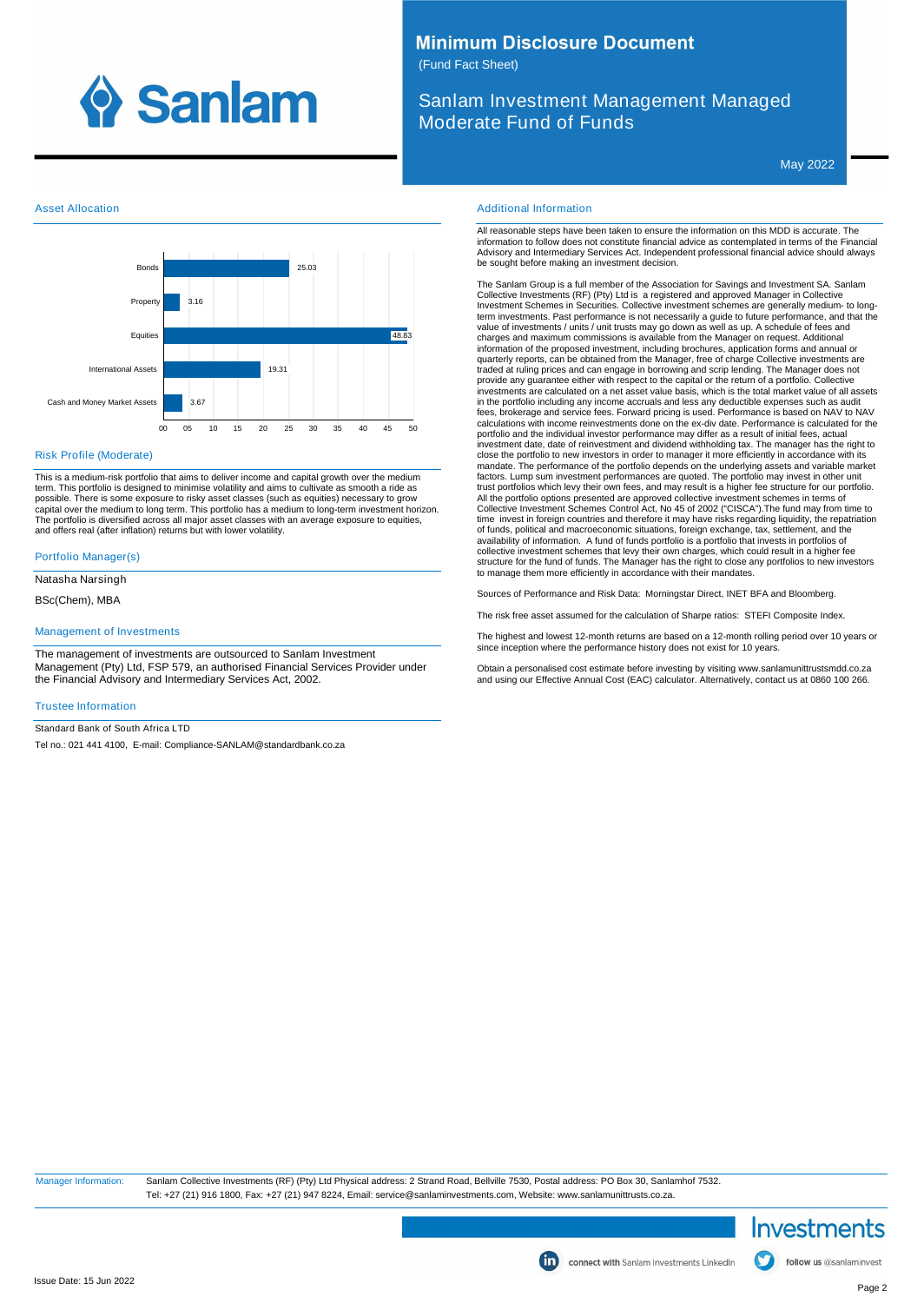# Minimum Disclosure Document

(Fund Fact Sheet)

## Sanlam Investment Management Managed Moderate Fund of Funds

May 2022

### Asset Allocation

Bonds 25.03
Property 3.16
Equities 48.83
International Assets 19.31
Cash and Money Market Assets 3.67

00 05 10 15 20 25 30 35 40 45 50

### Risk Profile (Moderate)

This is a medium-risk portfolio that aims to deliver income and capital growth over the medium term. This portfolio is designed to minimise volatility and aims to cultivate as smooth a ride as possible. There is some exposure to risky asset classes (such as equities) necessary to grow capital over the medium to long term. This portfolio has a medium to long-term investment horizon. The portfolio is diversified across all major asset classes with an average exposure to equities, and offers real (after inflation) returns but with lower volatility.

### Portfolio Manager(s)

Natasha Narsingh

BSc(Chem), MBA

### Management of Investments

The management of investments are outsourced to Sanlam Investment Management (Pty) Ltd, FSP 579, an authorised Financial Services Provider under the Financial Advisory and Intermediary Services Act, 2002.

### Trustee Information

Standard Bank of South Africa LTD

Tel no.: 021 441 4100, E-mail: Compliance-SANLAM@standardbank.co.za

### Additional Information

All reasonable steps have been taken to ensure the information on this MDD is accurate. The information to follow does not constitute financial advice as contemplated in terms of the Financial Advisory and Intermediary Services Act. Independent professional financial advice should always be sought before making an investment decision.

The Sanlam Group is a full member of the Association for Savings and Investment SA. Sanlam Collective Investments (RF) (Pty) Ltd is a registered and approved Manager in Collective Investment Schemes in Securities. Collective investment schemes are generally medium- to long-term investments. Past performance is not necessarily a guide to future performance, and that the value of investments / units / unit trusts may go down as well as up. A schedule of fees and charges and maximum commissions is available from the Manager on request. Additional information of the proposed investment, including brochures, application forms and annual or quarterly reports, can be obtained from the Manager, free of charge Collective investments are traded at ruling prices and can engage in borrowing and scrip lending. The Manager does not provide any guarantee either with respect to the capital or the return of a portfolio. Collective investments are calculated on a net asset value basis, which is the total market value of all assets in the portfolio including any income accruals and less any deductible expenses such as audit fees, brokerage and service fees. Forward pricing is used. Performance is based on NAV to NAV calculations with income reinvestments done on the ex-div date. Performance is calculated for the portfolio and the individual investor performance may differ as a result of initial fees, actual investment date, date of reinvestment and dividend withholding tax. The manager has the right to close the portfolio to new investors in order to manager it more efficiently in accordance with its mandate. The performance of the portfolio depends on the underlying assets and variable market factors. Lump sum investment performances are quoted. The portfolio may invest in other unit trust portfolios which levy their own fees, and may result is a higher fee structure for our portfolio. All the portfolio options presented are approved collective investment schemes in terms of Collective Investment Schemes Control Act, No 45 of 2002 ("CISCA").The fund may from time to time invest in foreign countries and therefore it may have risks regarding liquidity, the repatriation of funds, political and macroeconomic situations, foreign exchange, tax, settlement, and the availability of information. A fund of funds portfolio is a portfolio that invests in portfolios of collective investment schemes that levy their own charges, which could result in a higher fee structure for the fund of funds. The Manager has the right to close any portfolios to new investors to manage them more efficiently in accordance with their mandates.

Sources of Performance and Risk Data: Morningstar Direct, INET BFA and Bloomberg.

The risk free asset assumed for the calculation of Sharpe ratios: STEFI Composite Index.

The highest and lowest 12-month returns are based on a 12-month rolling period over 10 years or since inception where the performance history does not exist for 10 years.

Obtain a personalised cost estimate before investing by visiting www.sanlamunittrustsmdd.co.za and using our Effective Annual Cost (EAC) calculator. Alternatively, contact us at 0860 100 266.

Manager Information: Sanlam Collective Investments (RF) (Pty) Ltd Physical address: 2 Strand Road, Bellville 7530, Postal address: PO Box 30, Sanlamhof 7532.
Tel: +27 (21) 916 1800, Fax: +27 (21) 947 8224, Email: service@sanlaminvestments.com, Website: www.sanlamunittrusts.co.za.

connect with Sanlam Investments LinkedIn

follow us @sanlaminvest

Issue Date: 15 Jun 2022